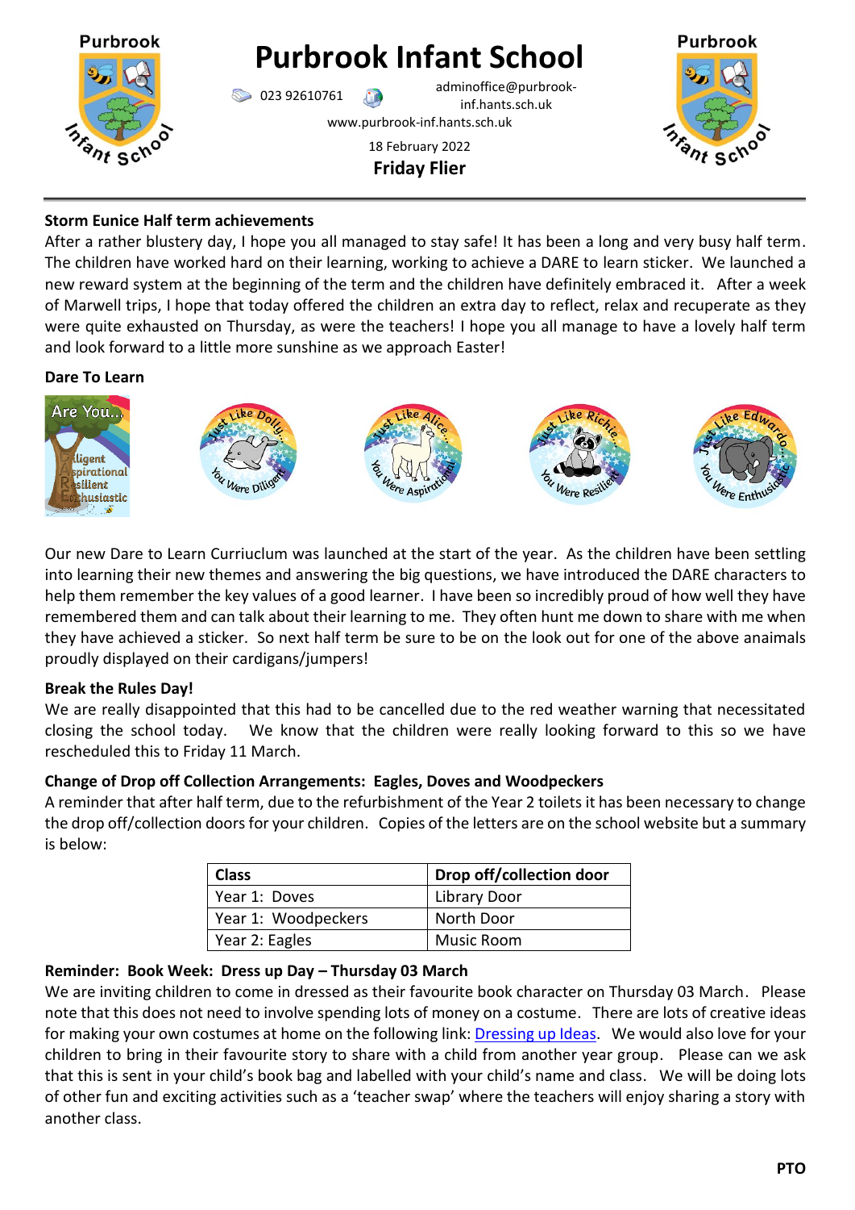# Purbrook Infant School

023 92610761

adminoffice@purbrook-inf.hants.sch.uk

www.purbrook-inf.hants.sch.uk

18 February 2022

**Friday Flier**

**Storm Eunice Half term achievements**

After a rather blustery day, I hope you all managed to stay safe! It has been a long and very busy half term. The children have worked hard on their learning, working to achieve a DARE to learn sticker. We launched a new reward system at the beginning of the term and the children have definitely embraced it. After a week of Marwell trips, I hope that today offered the children an extra day to reflect, relax and recuperate as they were quite exhausted on Thursday, as were the teachers! I hope you all manage to have a lovely half term and look forward to a little more sunshine as we approach Easter!

**Dare To Learn**

Our new Dare to Learn Curriuclum was launched at the start of the year. As the children have been settling into learning their new themes and answering the big questions, we have introduced the DARE characters to help them remember the key values of a good learner. I have been so incredibly proud of how well they have remembered them and can talk about their learning to me. They often hunt me down to share with me when they have achieved a sticker. So next half term be sure to be on the look out for one of the above anaimals proudly displayed on their cardigans/jumpers!

**Break the Rules Day!**

We are really disappointed that this had to be cancelled due to the red weather warning that necessitated closing the school today. We know that the children were really looking forward to this so we have rescheduled this to Friday 11 March.

**Change of Drop off Collection Arrangements: Eagles, Doves and Woodpeckers**

A reminder that after half term, due to the refurbishment of the Year 2 toilets it has been necessary to change the drop off/collection doors for your children. Copies of the letters are on the school website but a summary is below:

| Class | Drop off/collection door |
|---|---|
| Year 1: Doves | Library Door |
| Year 1: Woodpeckers | North Door |
| Year 2: Eagles | Music Room |

**Reminder: Book Week: Dress up Day – Thursday 03 March**

We are inviting children to come in dressed as their favourite book character on Thursday 03 March. Please note that this does not need to involve spending lots of money on a costume. There are lots of creative ideas for making your own costumes at home on the following link: Dressing up Ideas. We would also love for your children to bring in their favourite story to share with a child from another year group. Please can we ask that this is sent in your child's book bag and labelled with your child's name and class. We will be doing lots of other fun and exciting activities such as a 'teacher swap' where the teachers will enjoy sharing a story with another class.

**PTO**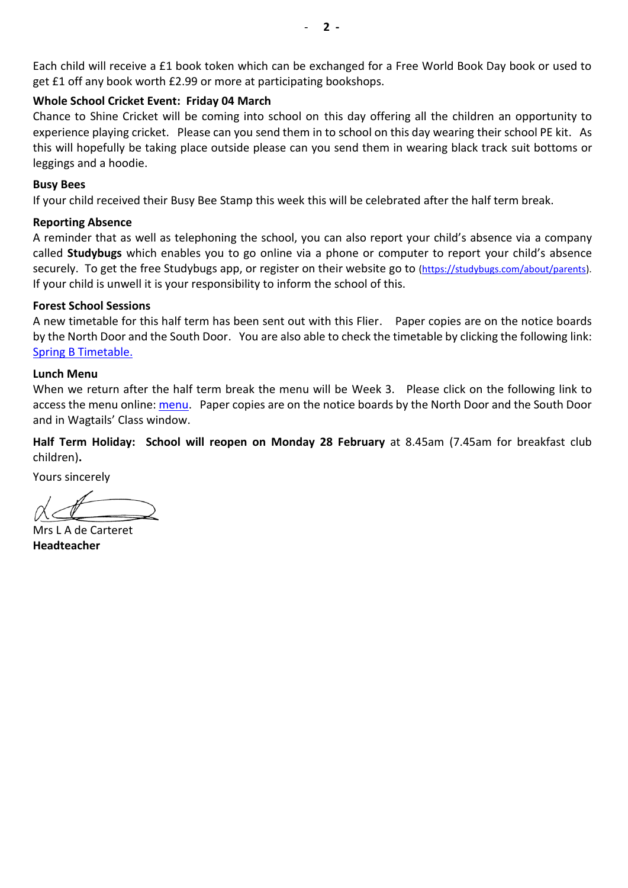Each child will receive a £1 book token which can be exchanged for a Free World Book Day book or used to get £1 off any book worth £2.99 or more at participating bookshops.

**Whole School Cricket Event: Friday 04 March**

Chance to Shine Cricket will be coming into school on this day offering all the children an opportunity to experience playing cricket. Please can you send them in to school on this day wearing their school PE kit. As this will hopefully be taking place outside please can you send them in wearing black track suit bottoms or leggings and a hoodie.

**Busy Bees**

If your child received their Busy Bee Stamp this week this will be celebrated after the half term break.

**Reporting Absence**

A reminder that as well as telephoning the school, you can also report your child's absence via a company called **Studybugs** which enables you to go online via a phone or computer to report your child's absence securely. To get the free Studybugs app, or register on their website go to (https://studybugs.com/about/parents). If your child is unwell it is your responsibility to inform the school of this.

**Forest School Sessions**

A new timetable for this half term has been sent out with this Flier. Paper copies are on the notice boards by the North Door and the South Door. You are also able to check the timetable by clicking the following link: Spring B Timetable.

**Lunch Menu**

When we return after the half term break the menu will be Week 3. Please click on the following link to access the menu online: menu. Paper copies are on the notice boards by the North Door and the South Door and in Wagtails' Class window.

**Half Term Holiday: School will reopen on Monday 28 February** at 8.45am (7.45am for breakfast club children)**.**

Yours sincerely

Mrs L A de Carteret
**Headteacher**